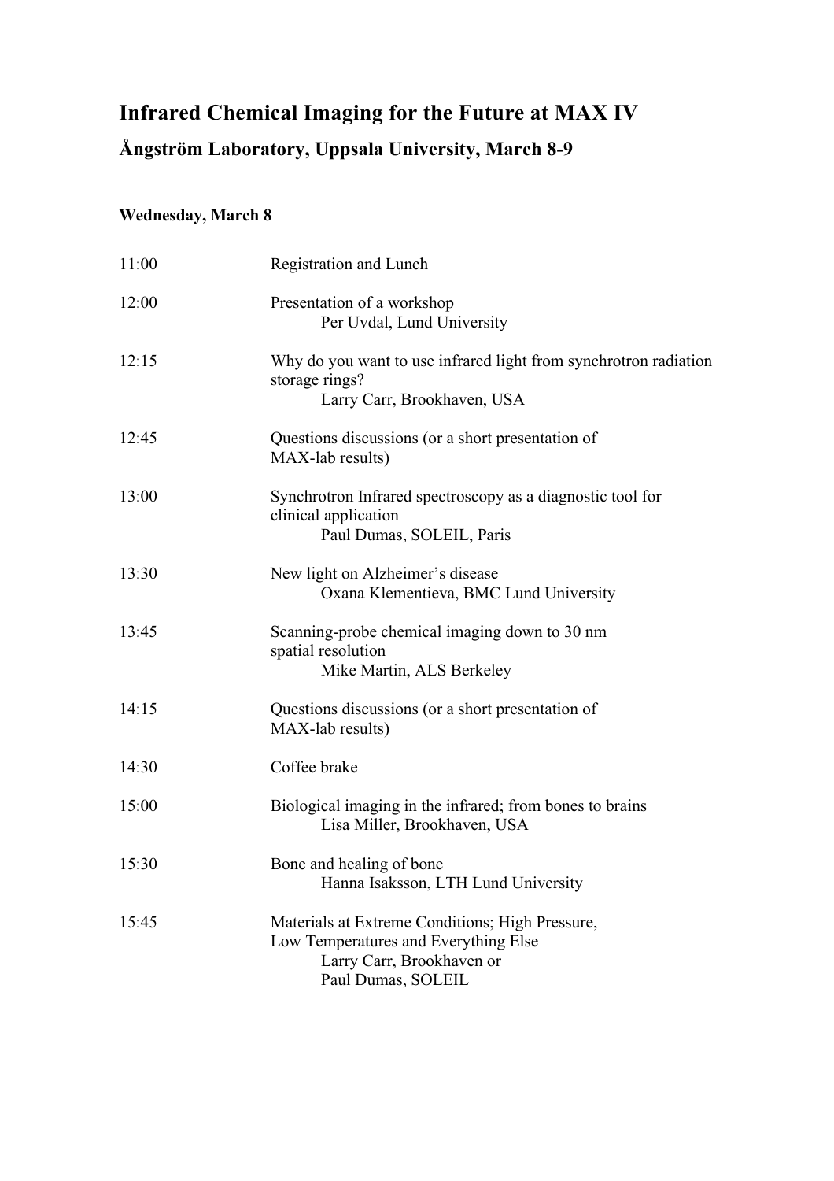# Infrared Chemical Imaging for the Future at MAX IV

## Ångström Laboratory, Uppsala University, March 8-9

### Wednesday, March 8

| | |
|---|---|
| 11:00 | Registration and Lunch |
| 12:00 | Presentation of a workshop<br>Per Uvdal, Lund University |
| 12:15 | Why do you want to use infrared light from synchrotron radiation storage rings?<br>Larry Carr, Brookhaven, USA |
| 12:45 | Questions discussions (or a short presentation of MAX-lab results) |
| 13:00 | Synchrotron Infrared spectroscopy as a diagnostic tool for clinical application<br>Paul Dumas, SOLEIL, Paris |
| 13:30 | New light on Alzheimer's disease<br>Oxana Klementieva, BMC Lund University |
| 13:45 | Scanning-probe chemical imaging down to 30 nm spatial resolution<br>Mike Martin, ALS Berkeley |
| 14:15 | Questions discussions (or a short presentation of MAX-lab results) |
| 14:30 | Coffee brake |
| 15:00 | Biological imaging in the infrared; from bones to brains<br>Lisa Miller, Brookhaven, USA |
| 15:30 | Bone and healing of bone<br>Hanna Isaksson, LTH Lund University |
| 15:45 | Materials at Extreme Conditions; High Pressure, Low Temperatures and Everything Else<br>Larry Carr, Brookhaven or<br>Paul Dumas, SOLEIL |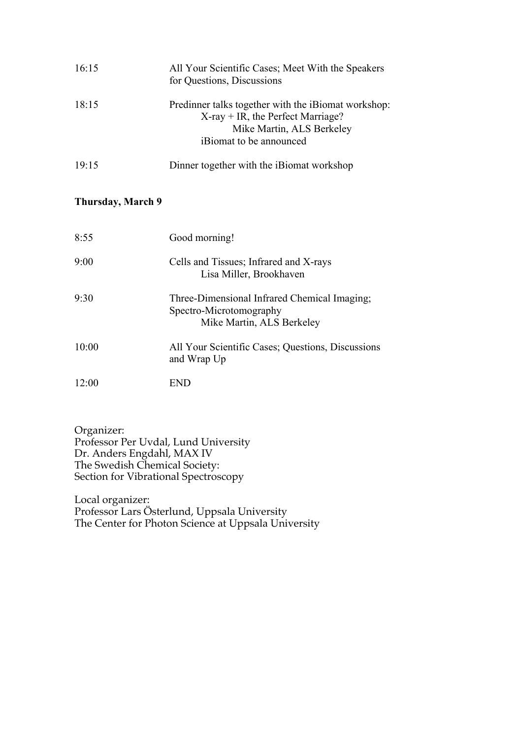| | |
|---|---|
| 16:15 | All Your Scientific Cases; Meet With the Speakers for Questions, Discussions |
| 18:15 | Predinner talks together with the iBiomat workshop:<br>X-ray + IR, the Perfect Marriage?<br>Mike Martin, ALS Berkeley<br>iBiomat to be announced |
| 19:15 | Dinner together with the iBiomat workshop |

**Thursday, March 9**

| | |
|---|---|
| 8:55 | Good morning! |
| 9:00 | Cells and Tissues; Infrared and X-rays<br>Lisa Miller, Brookhaven |
| 9:30 | Three-Dimensional Infrared Chemical Imaging; Spectro-Microtomography<br>Mike Martin, ALS Berkeley |
| 10:00 | All Your Scientific Cases; Questions, Discussions and Wrap Up |
| 12:00 | END |

Organizer:
Professor Per Uvdal, Lund University
Dr. Anders Engdahl, MAX IV
The Swedish Chemical Society:
Section for Vibrational Spectroscopy

Local organizer:
Professor Lars Österlund, Uppsala University
The Center for Photon Science at Uppsala University